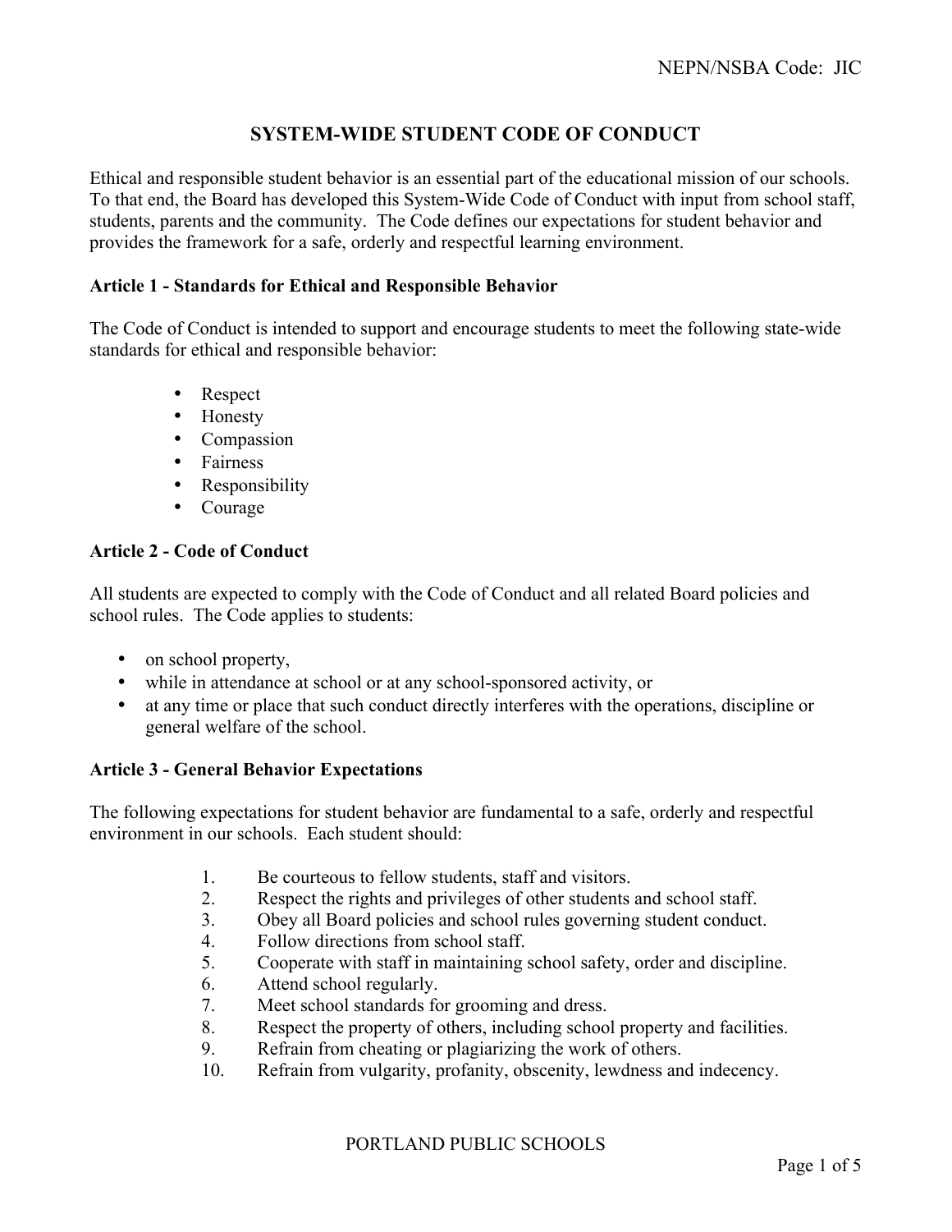# SYSTEM-WIDE STUDENT CODE OF CONDUCT

Ethical and responsible student behavior is an essential part of the educational mission of our schools. To that end, the Board has developed this System-Wide Code of Conduct with input from school staff, students, parents and the community. The Code defines our expectations for student behavior and provides the framework for a safe, orderly and respectful learning environment.

## Article 1 - Standards for Ethical and Responsible Behavior

The Code of Conduct is intended to support and encourage students to meet the following state-wide standards for ethical and responsible behavior:

- Respect
- Honesty
- Compassion
- Fairness
- Responsibility
- Courage

## Article 2 - Code of Conduct

All students are expected to comply with the Code of Conduct and all related Board policies and school rules. The Code applies to students:

- on school property,
- while in attendance at school or at any school-sponsored activity, or
- at any time or place that such conduct directly interferes with the operations, discipline or general welfare of the school.

## Article 3 - General Behavior Expectations

The following expectations for student behavior are fundamental to a safe, orderly and respectful environment in our schools. Each student should:

1. Be courteous to fellow students, staff and visitors.
2. Respect the rights and privileges of other students and school staff.
3. Obey all Board policies and school rules governing student conduct.
4. Follow directions from school staff.
5. Cooperate with staff in maintaining school safety, order and discipline.
6. Attend school regularly.
7. Meet school standards for grooming and dress.
8. Respect the property of others, including school property and facilities.
9. Refrain from cheating or plagiarizing the work of others.
10. Refrain from vulgarity, profanity, obscenity, lewdness and indecency.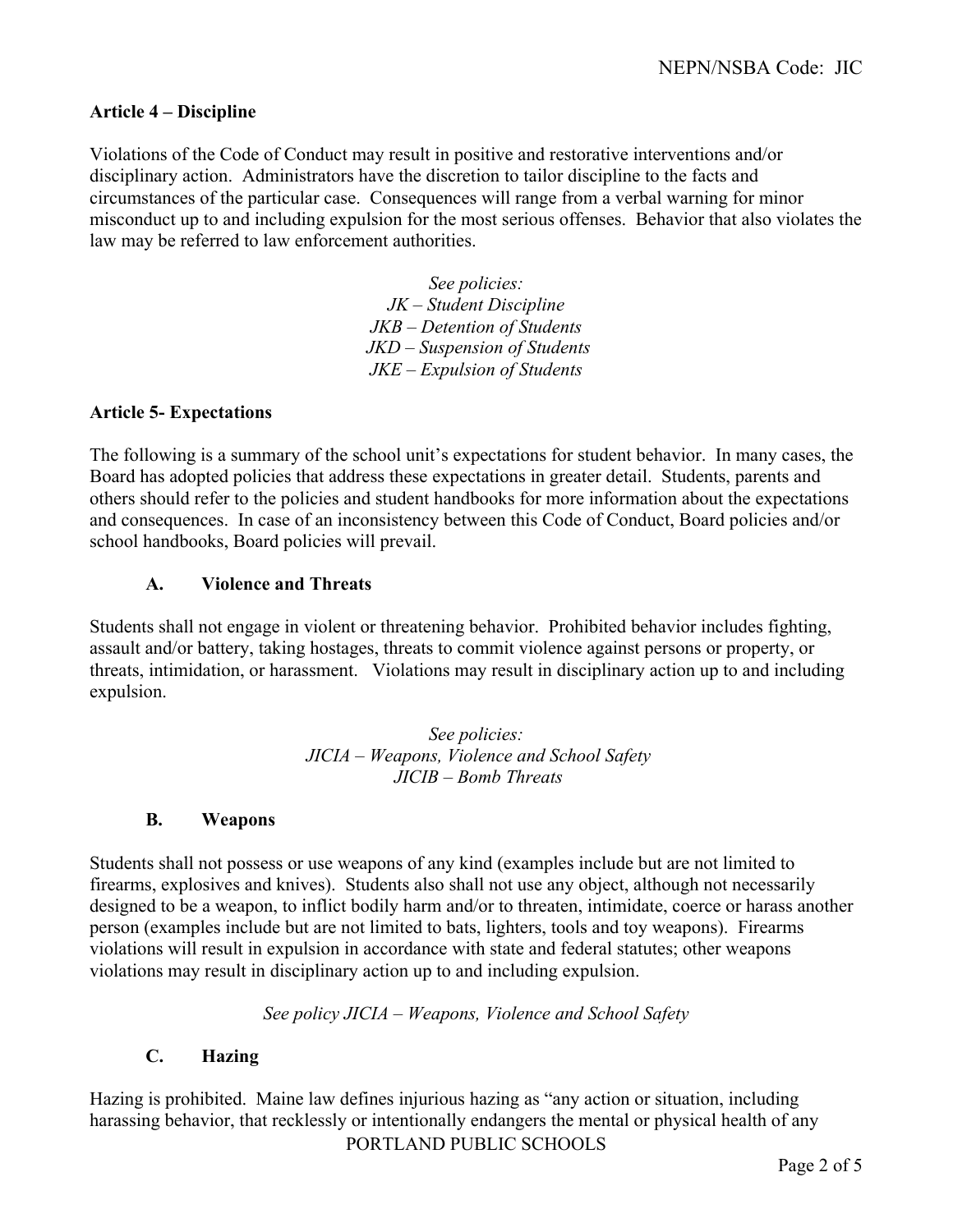**Article 4 – Discipline**

Violations of the Code of Conduct may result in positive and restorative interventions and/or disciplinary action. Administrators have the discretion to tailor discipline to the facts and circumstances of the particular case. Consequences will range from a verbal warning for minor misconduct up to and including expulsion for the most serious offenses. Behavior that also violates the law may be referred to law enforcement authorities.

*See policies:*
*JK – Student Discipline*
*JKB – Detention of Students*
*JKD – Suspension of Students*
*JKE – Expulsion of Students*

**Article 5- Expectations**

The following is a summary of the school unit's expectations for student behavior. In many cases, the Board has adopted policies that address these expectations in greater detail. Students, parents and others should refer to the policies and student handbooks for more information about the expectations and consequences. In case of an inconsistency between this Code of Conduct, Board policies and/or school handbooks, Board policies will prevail.

**A. Violence and Threats**

Students shall not engage in violent or threatening behavior. Prohibited behavior includes fighting, assault and/or battery, taking hostages, threats to commit violence against persons or property, or threats, intimidation, or harassment. Violations may result in disciplinary action up to and including expulsion.

*See policies:*
*JICIA – Weapons, Violence and School Safety*
*JICIB – Bomb Threats*

**B. Weapons**

Students shall not possess or use weapons of any kind (examples include but are not limited to firearms, explosives and knives). Students also shall not use any object, although not necessarily designed to be a weapon, to inflict bodily harm and/or to threaten, intimidate, coerce or harass another person (examples include but are not limited to bats, lighters, tools and toy weapons). Firearms violations will result in expulsion in accordance with state and federal statutes; other weapons violations may result in disciplinary action up to and including expulsion.

*See policy JICIA – Weapons, Violence and School Safety*

**C. Hazing**

Hazing is prohibited. Maine law defines injurious hazing as "any action or situation, including harassing behavior, that recklessly or intentionally endangers the mental or physical health of any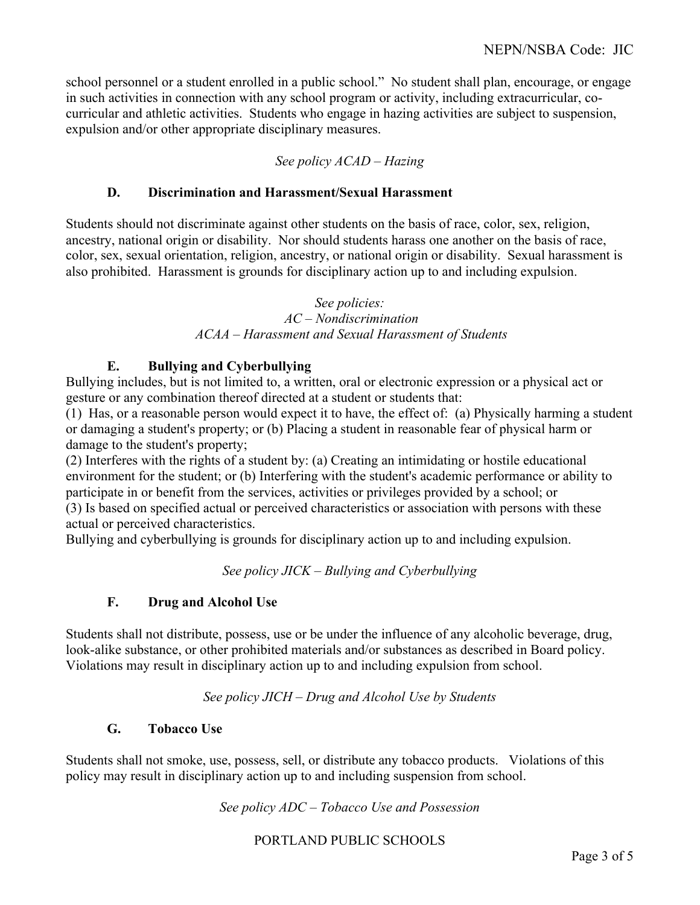school personnel or a student enrolled in a public school." No student shall plan, encourage, or engage in such activities in connection with any school program or activity, including extracurricular, co-curricular and athletic activities. Students who engage in hazing activities are subject to suspension, expulsion and/or other appropriate disciplinary measures.

*See policy ACAD – Hazing*

### D. Discrimination and Harassment/Sexual Harassment

Students should not discriminate against other students on the basis of race, color, sex, religion, ancestry, national origin or disability. Nor should students harass one another on the basis of race, color, sex, sexual orientation, religion, ancestry, or national origin or disability. Sexual harassment is also prohibited. Harassment is grounds for disciplinary action up to and including expulsion.

*See policies:*
*AC – Nondiscrimination*
*ACAA – Harassment and Sexual Harassment of Students*

### E. Bullying and Cyberbullying

Bullying includes, but is not limited to, a written, oral or electronic expression or a physical act or gesture or any combination thereof directed at a student or students that:

(1) Has, or a reasonable person would expect it to have, the effect of: (a) Physically harming a student or damaging a student's property; or (b) Placing a student in reasonable fear of physical harm or damage to the student's property;

(2) Interferes with the rights of a student by: (a) Creating an intimidating or hostile educational environment for the student; or (b) Interfering with the student's academic performance or ability to participate in or benefit from the services, activities or privileges provided by a school; or

(3) Is based on specified actual or perceived characteristics or association with persons with these actual or perceived characteristics.

Bullying and cyberbullying is grounds for disciplinary action up to and including expulsion.

*See policy JICK – Bullying and Cyberbullying*

### F. Drug and Alcohol Use

Students shall not distribute, possess, use or be under the influence of any alcoholic beverage, drug, look-alike substance, or other prohibited materials and/or substances as described in Board policy. Violations may result in disciplinary action up to and including expulsion from school.

*See policy JICH – Drug and Alcohol Use by Students*

### G. Tobacco Use

Students shall not smoke, use, possess, sell, or distribute any tobacco products. Violations of this policy may result in disciplinary action up to and including suspension from school.

*See policy ADC – Tobacco Use and Possession*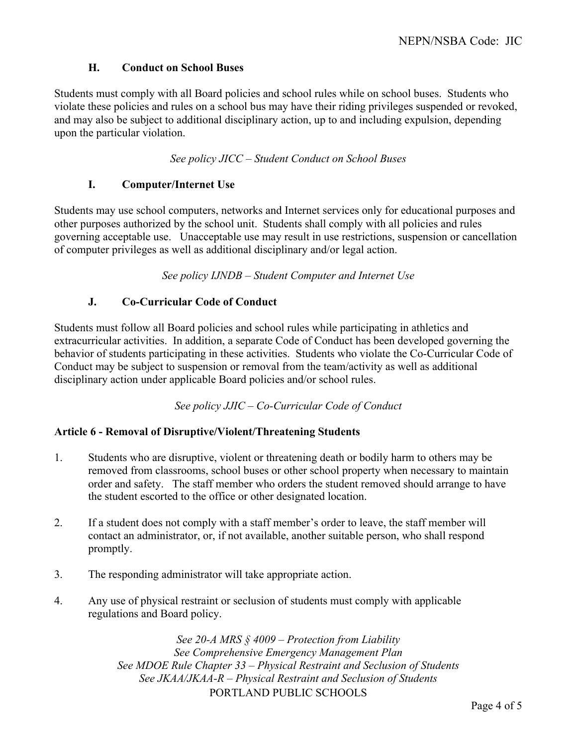### H. Conduct on School Buses

Students must comply with all Board policies and school rules while on school buses. Students who violate these policies and rules on a school bus may have their riding privileges suspended or revoked, and may also be subject to additional disciplinary action, up to and including expulsion, depending upon the particular violation.

*See policy JICC – Student Conduct on School Buses*

### I. Computer/Internet Use

Students may use school computers, networks and Internet services only for educational purposes and other purposes authorized by the school unit. Students shall comply with all policies and rules governing acceptable use. Unacceptable use may result in use restrictions, suspension or cancellation of computer privileges as well as additional disciplinary and/or legal action.

*See policy IJNDB – Student Computer and Internet Use*

### J. Co-Curricular Code of Conduct

Students must follow all Board policies and school rules while participating in athletics and extracurricular activities. In addition, a separate Code of Conduct has been developed governing the behavior of students participating in these activities. Students who violate the Co-Curricular Code of Conduct may be subject to suspension or removal from the team/activity as well as additional disciplinary action under applicable Board policies and/or school rules.

*See policy JJIC – Co-Curricular Code of Conduct*

## Article 6 - Removal of Disruptive/Violent/Threatening Students

1. Students who are disruptive, violent or threatening death or bodily harm to others may be removed from classrooms, school buses or other school property when necessary to maintain order and safety. The staff member who orders the student removed should arrange to have the student escorted to the office or other designated location.

2. If a student does not comply with a staff member's order to leave, the staff member will contact an administrator, or, if not available, another suitable person, who shall respond promptly.

3. The responding administrator will take appropriate action.

4. Any use of physical restraint or seclusion of students must comply with applicable regulations and Board policy.

*See 20-A MRS § 4009 – Protection from Liability*
*See Comprehensive Emergency Management Plan*
*See MDOE Rule Chapter 33 – Physical Restraint and Seclusion of Students*
*See JKAA/JKAA-R – Physical Restraint and Seclusion of Students*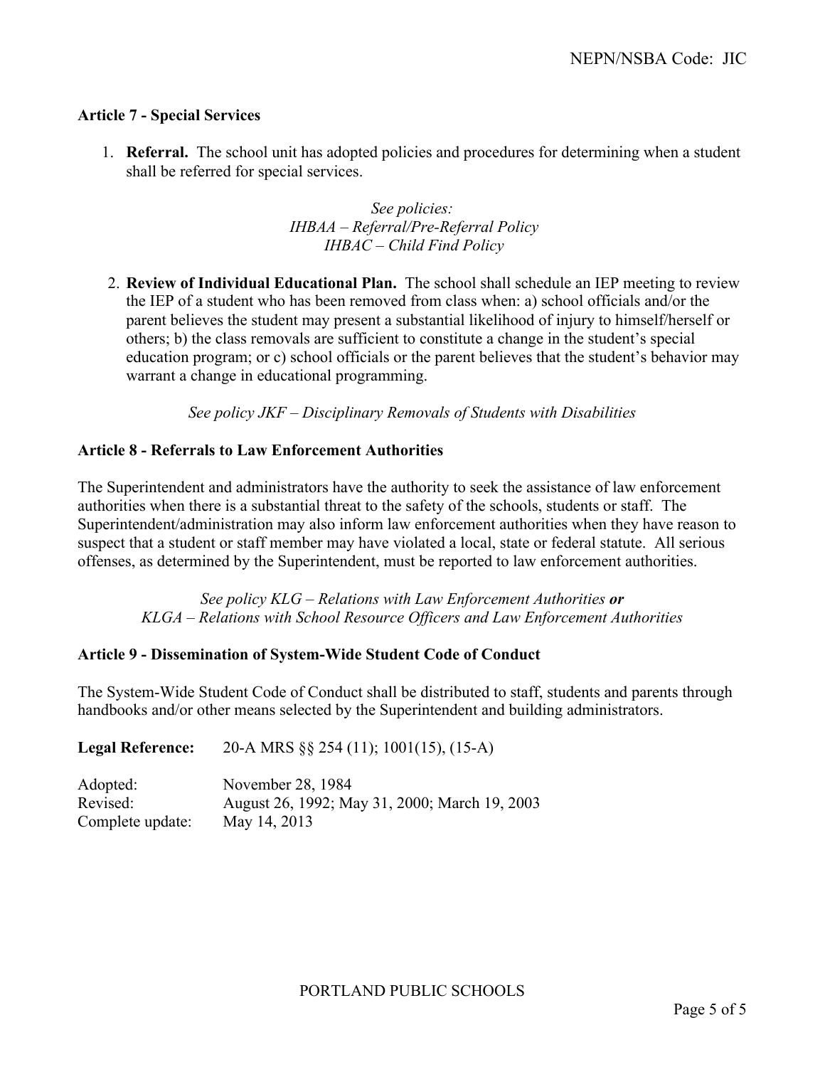**Article 7 - Special Services**

1. **Referral.** The school unit has adopted policies and procedures for determining when a student shall be referred for special services.

*See policies:*
*IHBAA – Referral/Pre-Referral Policy*
*IHBAC – Child Find Policy*

2. **Review of Individual Educational Plan.** The school shall schedule an IEP meeting to review the IEP of a student who has been removed from class when: a) school officials and/or the parent believes the student may present a substantial likelihood of injury to himself/herself or others; b) the class removals are sufficient to constitute a change in the student's special education program; or c) school officials or the parent believes that the student's behavior may warrant a change in educational programming.

*See policy JKF – Disciplinary Removals of Students with Disabilities*

**Article 8 - Referrals to Law Enforcement Authorities**

The Superintendent and administrators have the authority to seek the assistance of law enforcement authorities when there is a substantial threat to the safety of the schools, students or staff. The Superintendent/administration may also inform law enforcement authorities when they have reason to suspect that a student or staff member may have violated a local, state or federal statute. All serious offenses, as determined by the Superintendent, must be reported to law enforcement authorities.

*See policy KLG – Relations with Law Enforcement Authorities **or***
*KLGA – Relations with School Resource Officers and Law Enforcement Authorities*

**Article 9 - Dissemination of System-Wide Student Code of Conduct**

The System-Wide Student Code of Conduct shall be distributed to staff, students and parents through handbooks and/or other means selected by the Superintendent and building administrators.

**Legal Reference:** 20-A MRS §§ 254 (11); 1001(15), (15-A)

Adopted: November 28, 1984
Revised: August 26, 1992; May 31, 2000; March 19, 2003
Complete update: May 14, 2013